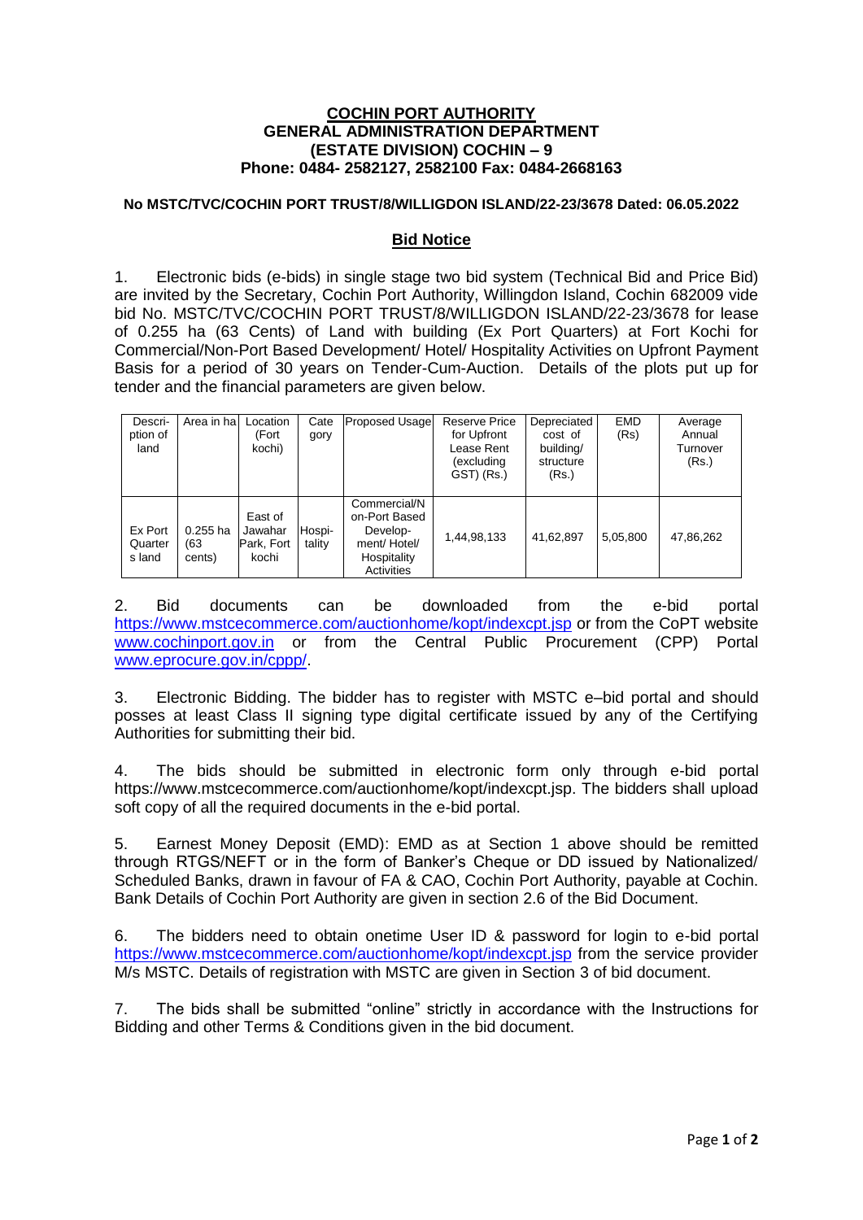**COCHIN PORT AUTHORITY**
**GENERAL ADMINISTRATION DEPARTMENT**
**(ESTATE DIVISION) COCHIN – 9**
**Phone: 0484- 2582127, 2582100 Fax: 0484-2668163**

**No MSTC/TVC/COCHIN PORT TRUST/8/WILLIGDON ISLAND/22-23/3678 Dated: 06.05.2022**

## Bid Notice

1. Electronic bids (e-bids) in single stage two bid system (Technical Bid and Price Bid) are invited by the Secretary, Cochin Port Authority, Willingdon Island, Cochin 682009 vide bid No. MSTC/TVC/COCHIN PORT TRUST/8/WILLIGDON ISLAND/22-23/3678 for lease of 0.255 ha (63 Cents) of Land with building (Ex Port Quarters) at Fort Kochi for Commercial/Non-Port Based Development/ Hotel/ Hospitality Activities on Upfront Payment Basis for a period of 30 years on Tender-Cum-Auction. Details of the plots put up for tender and the financial parameters are given below.

| Description of land | Area in ha | Location (Fort kochi) | Category | Proposed Usage | Reserve Price for Upfront Lease Rent (excluding GST) (Rs.) | Depreciated cost of building/ structure (Rs.) | EMD (Rs) | Average Annual Turnover (Rs.) |
|---|---|---|---|---|---|---|---|---|
| Ex Port Quarters land | 0.255 ha (63 cents) | East of Jawahar Park, Fort kochi | Hospitality | Commercial/Non-Port Based Development/ Hotel/ Hospitality Activities | 1,44,98,133 | 41,62,897 | 5,05,800 | 47,86,262 |

2. Bid documents can be downloaded from the e-bid portal https://www.mstcecommerce.com/auctionhome/kopt/indexcpt.jsp or from the CoPT website www.cochinport.gov.in or from the Central Public Procurement (CPP) Portal www.eprocure.gov.in/cppp/.

3. Electronic Bidding. The bidder has to register with MSTC e–bid portal and should posses at least Class II signing type digital certificate issued by any of the Certifying Authorities for submitting their bid.

4. The bids should be submitted in electronic form only through e-bid portal https://www.mstcecommerce.com/auctionhome/kopt/indexcpt.jsp. The bidders shall upload soft copy of all the required documents in the e-bid portal.

5. Earnest Money Deposit (EMD): EMD as at Section 1 above should be remitted through RTGS/NEFT or in the form of Banker's Cheque or DD issued by Nationalized/ Scheduled Banks, drawn in favour of FA & CAO, Cochin Port Authority, payable at Cochin. Bank Details of Cochin Port Authority are given in section 2.6 of the Bid Document.

6. The bidders need to obtain onetime User ID & password for login to e-bid portal https://www.mstcecommerce.com/auctionhome/kopt/indexcpt.jsp from the service provider M/s MSTC. Details of registration with MSTC are given in Section 3 of bid document.

7. The bids shall be submitted "online" strictly in accordance with the Instructions for Bidding and other Terms & Conditions given in the bid document.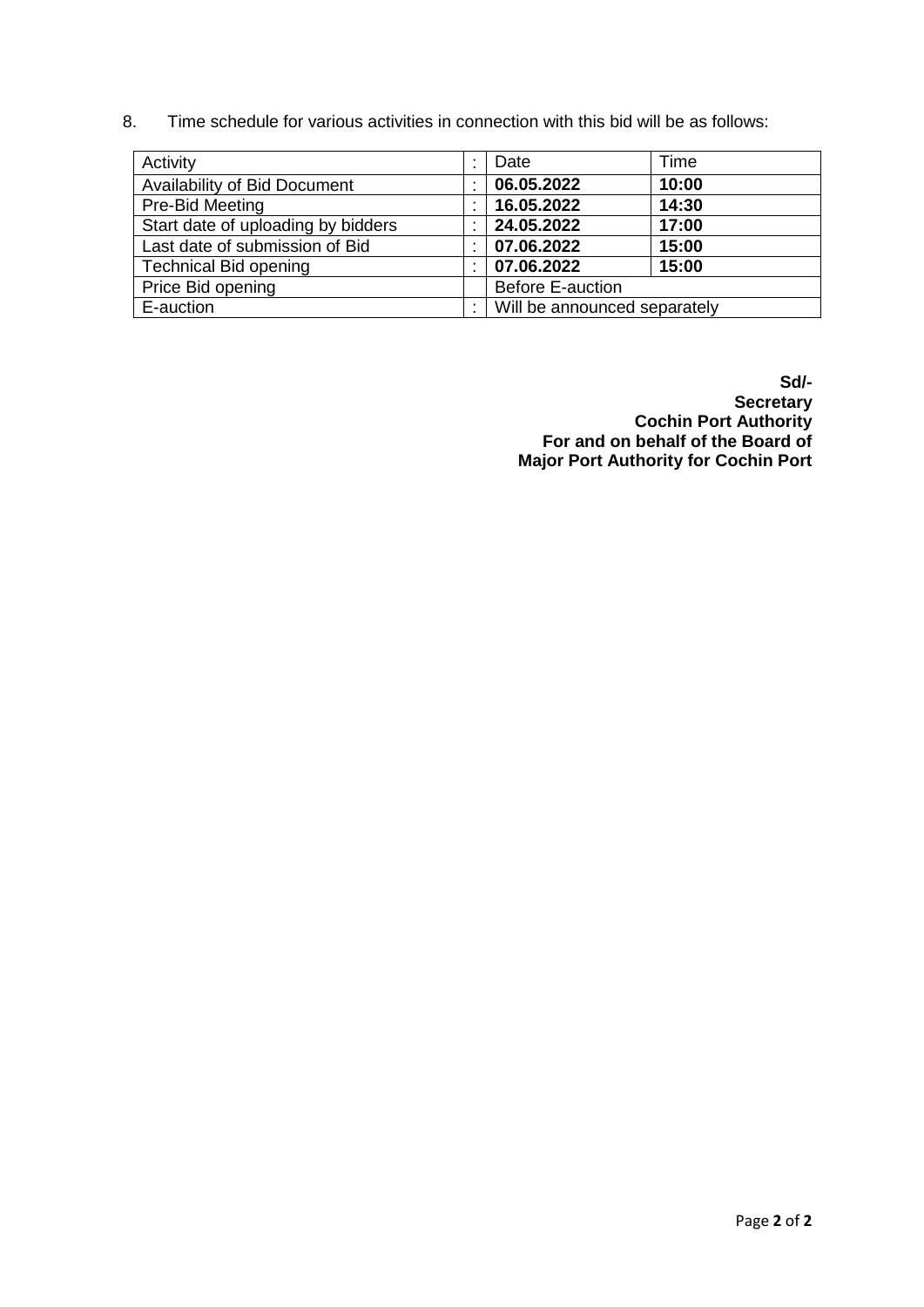8. Time schedule for various activities in connection with this bid will be as follows:

| Activity | : | Date | Time |
|---|---|---|---|
| Availability of Bid Document | : | **06.05.2022** | **10:00** |
| Pre-Bid Meeting | : | **16.05.2022** | **14:30** |
| Start date of uploading by bidders | : | **24.05.2022** | **17:00** |
| Last date of submission of Bid | : | **07.06.2022** | **15:00** |
| Technical Bid opening | : | **07.06.2022** | **15:00** |
| Price Bid opening | | Before E-auction | |
| E-auction | : | Will be announced separately | |

**Sd/-**
**Secretary**
**Cochin Port Authority**
**For and on behalf of the Board of**
**Major Port Authority for Cochin Port**